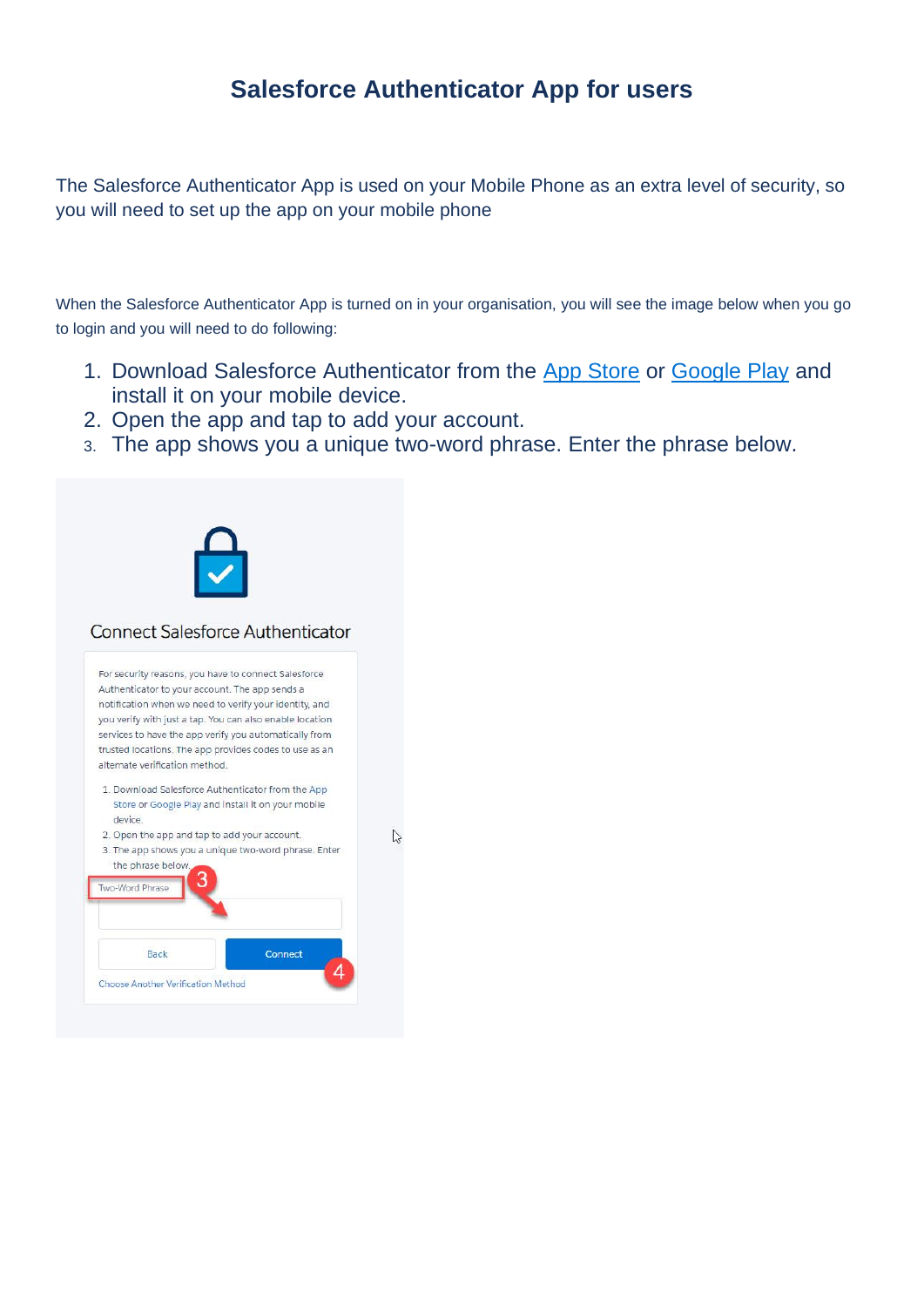# Salesforce Authenticator App for users

The Salesforce Authenticator App is used on your Mobile Phone as an extra level of security, so you will need to set up the app on your mobile phone

When the Salesforce Authenticator App is turned on in your organisation, you will see the image below when you go to login and you will need to do following:

1. Download Salesforce Authenticator from the App Store or Google Play and install it on your mobile device.
2. Open the app and tap to add your account.
3. The app shows you a unique two-word phrase. Enter the phrase below.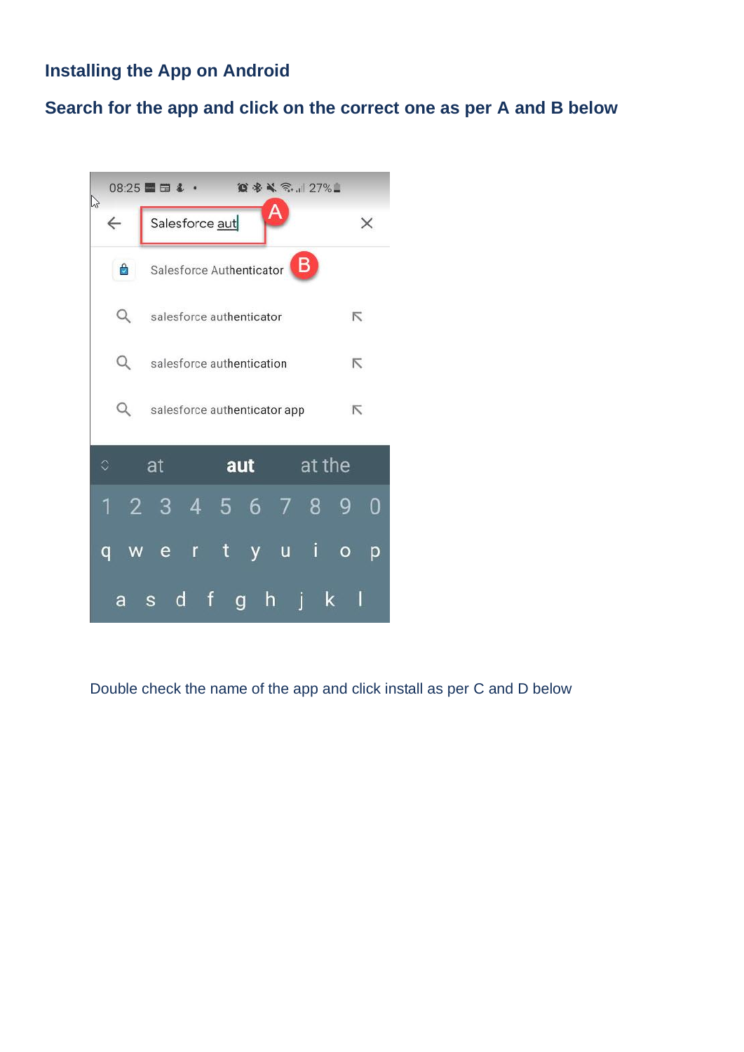## Installing the App on Android

### Search for the app and click on the correct one as per A and B below

Double check the name of the app and click install as per C and D below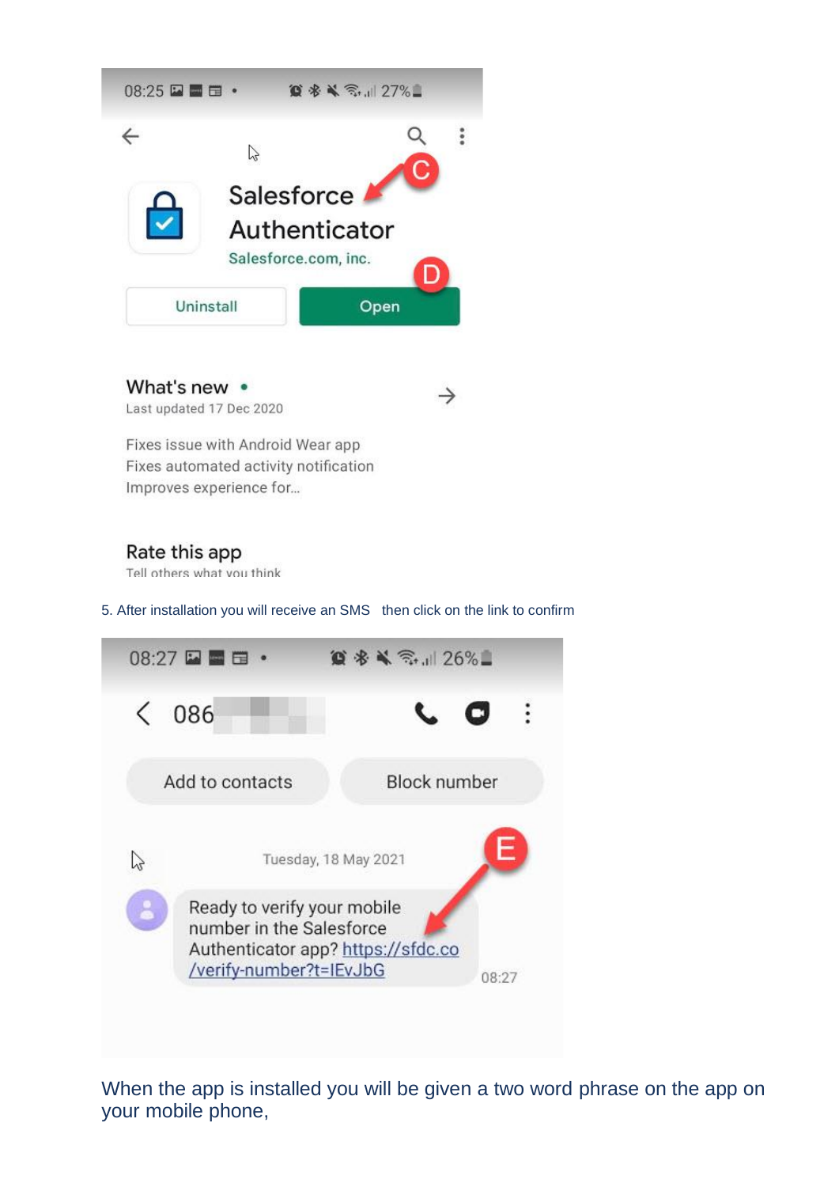5. After installation you will receive an SMS then click on the link to confirm

When the app is installed you will be given a two word phrase on the app on your mobile phone,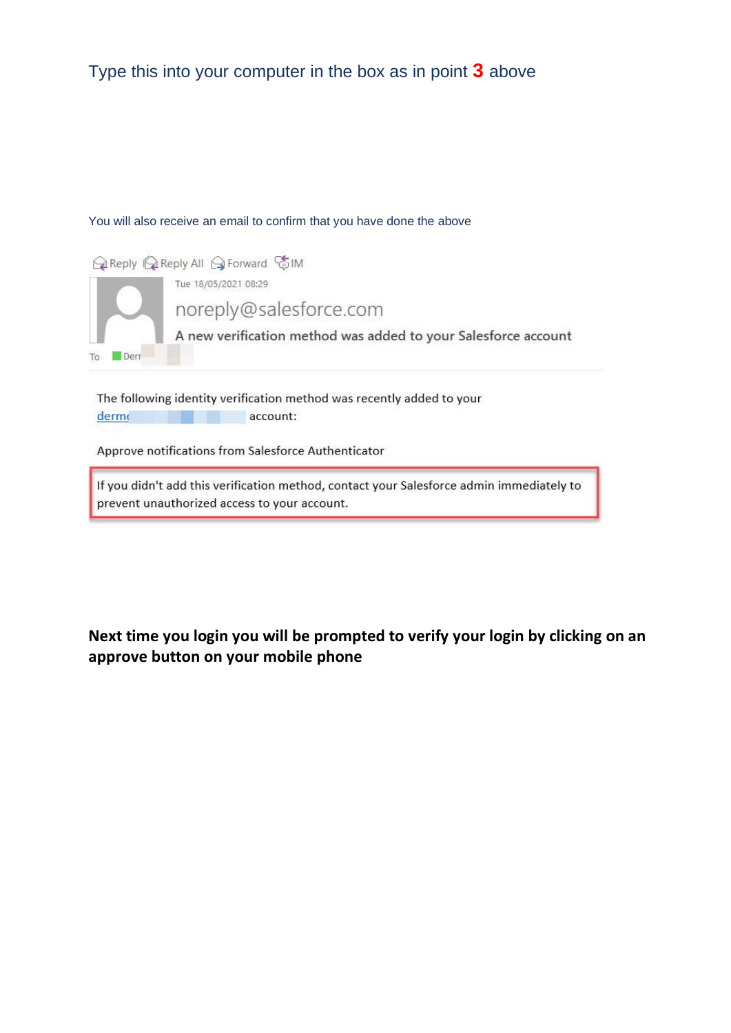Type this into your computer in the box as in point **3** above

You will also receive an email to confirm that you have done the above

Reply Reply All Forward IM

Tue 18/05/2021 08:29

noreply@salesforce.com

A new verification method was added to your Salesforce account

To Derr

The following identity verification method was recently added to your derm account:

Approve notifications from Salesforce Authenticator

If you didn't add this verification method, contact your Salesforce admin immediately to prevent unauthorized access to your account.

**Next time you login you will be prompted to verify your login by clicking on an approve button on your mobile phone**